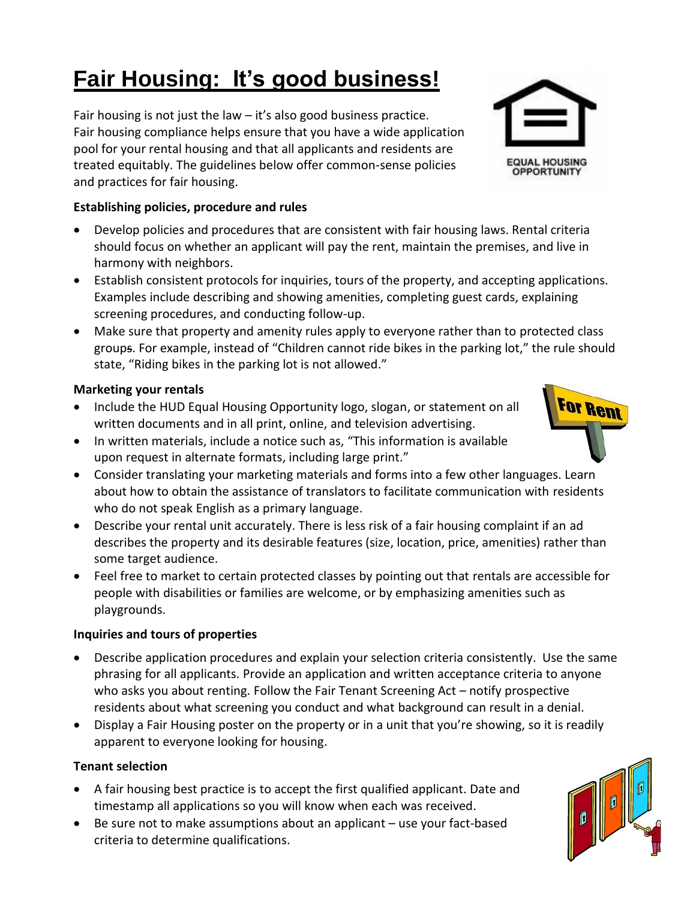# Fair Housing: It's good business!

Fair housing is not just the law – it's also good business practice. Fair housing compliance helps ensure that you have a wide application pool for your rental housing and that all applicants and residents are treated equitably. The guidelines below offer common-sense policies and practices for fair housing.

**Establishing policies, procedure and rules**

- Develop policies and procedures that are consistent with fair housing laws. Rental criteria should focus on whether an applicant will pay the rent, maintain the premises, and live in harmony with neighbors.
- Establish consistent protocols for inquiries, tours of the property, and accepting applications. Examples include describing and showing amenities, completing guest cards, explaining screening procedures, and conducting follow-up.
- Make sure that property and amenity rules apply to everyone rather than to protected class groups. For example, instead of "Children cannot ride bikes in the parking lot," the rule should state, "Riding bikes in the parking lot is not allowed."

**Marketing your rentals**

- Include the HUD Equal Housing Opportunity logo, slogan, or statement on all written documents and in all print, online, and television advertising.
- In written materials, include a notice such as, "This information is available upon request in alternate formats, including large print."
- Consider translating your marketing materials and forms into a few other languages. Learn about how to obtain the assistance of translators to facilitate communication with residents who do not speak English as a primary language.
- Describe your rental unit accurately. There is less risk of a fair housing complaint if an ad describes the property and its desirable features (size, location, price, amenities) rather than some target audience.
- Feel free to market to certain protected classes by pointing out that rentals are accessible for people with disabilities or families are welcome, or by emphasizing amenities such as playgrounds.

**Inquiries and tours of properties**

- Describe application procedures and explain your selection criteria consistently. Use the same phrasing for all applicants. Provide an application and written acceptance criteria to anyone who asks you about renting. Follow the Fair Tenant Screening Act – notify prospective residents about what screening you conduct and what background can result in a denial.
- Display a Fair Housing poster on the property or in a unit that you're showing, so it is readily apparent to everyone looking for housing.

**Tenant selection**

- A fair housing best practice is to accept the first qualified applicant. Date and timestamp all applications so you will know when each was received.
- Be sure not to make assumptions about an applicant – use your fact-based criteria to determine qualifications.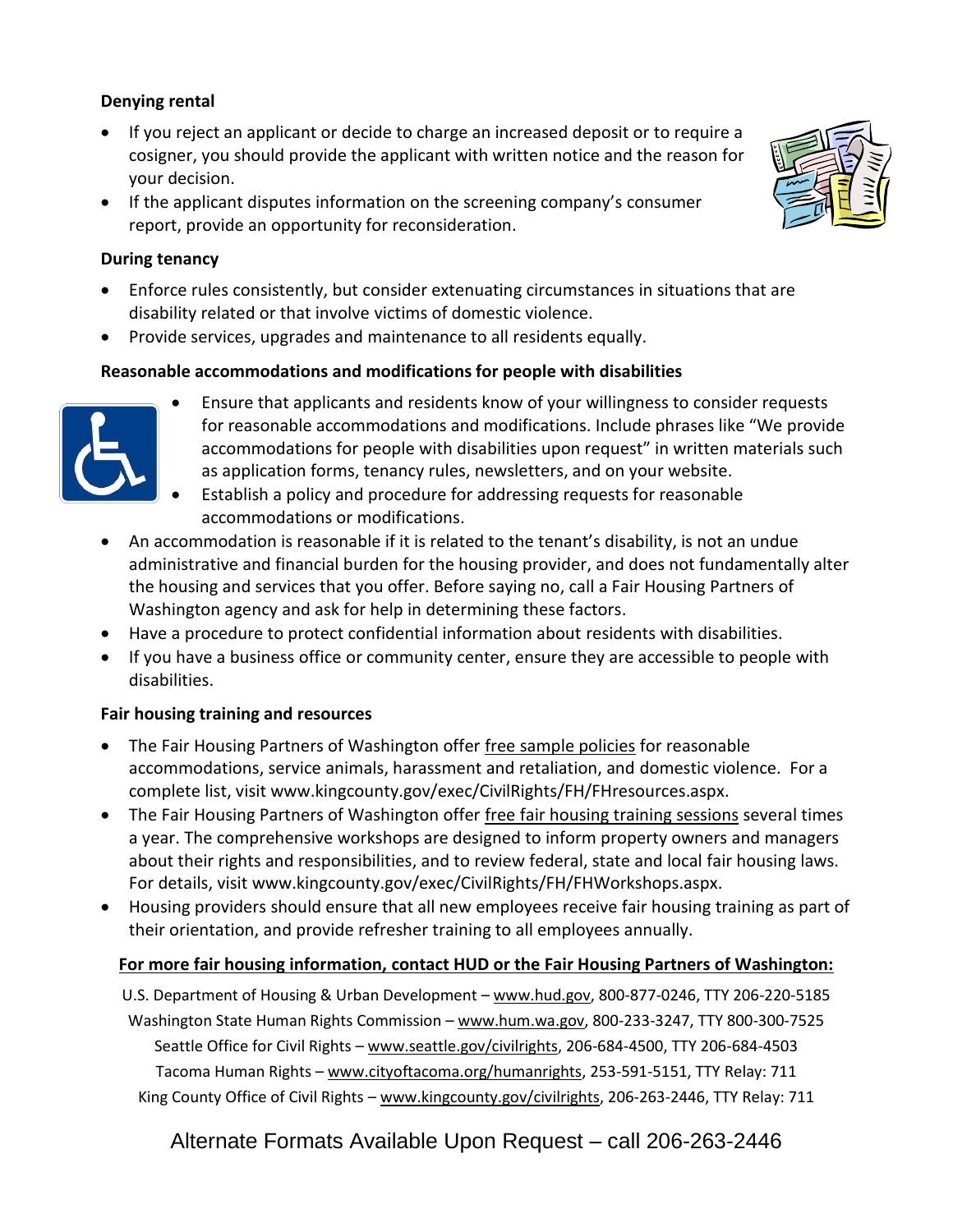**Denying rental**

- If you reject an applicant or decide to charge an increased deposit or to require a cosigner, you should provide the applicant with written notice and the reason for your decision.
- If the applicant disputes information on the screening company's consumer report, provide an opportunity for reconsideration.

**During tenancy**

- Enforce rules consistently, but consider extenuating circumstances in situations that are disability related or that involve victims of domestic violence.
- Provide services, upgrades and maintenance to all residents equally.

**Reasonable accommodations and modifications for people with disabilities**

- Ensure that applicants and residents know of your willingness to consider requests for reasonable accommodations and modifications. Include phrases like "We provide accommodations for people with disabilities upon request" in written materials such as application forms, tenancy rules, newsletters, and on your website.
- Establish a policy and procedure for addressing requests for reasonable accommodations or modifications.
- An accommodation is reasonable if it is related to the tenant's disability, is not an undue administrative and financial burden for the housing provider, and does not fundamentally alter the housing and services that you offer. Before saying no, call a Fair Housing Partners of Washington agency and ask for help in determining these factors.
- Have a procedure to protect confidential information about residents with disabilities.
- If you have a business office or community center, ensure they are accessible to people with disabilities.

**Fair housing training and resources**

- The Fair Housing Partners of Washington offer free sample policies for reasonable accommodations, service animals, harassment and retaliation, and domestic violence. For a complete list, visit www.kingcounty.gov/exec/CivilRights/FH/FHresources.aspx.
- The Fair Housing Partners of Washington offer free fair housing training sessions several times a year. The comprehensive workshops are designed to inform property owners and managers about their rights and responsibilities, and to review federal, state and local fair housing laws. For details, visit www.kingcounty.gov/exec/CivilRights/FH/FHWorkshops.aspx.
- Housing providers should ensure that all new employees receive fair housing training as part of their orientation, and provide refresher training to all employees annually.

**For more fair housing information, contact HUD or the Fair Housing Partners of Washington:**

U.S. Department of Housing & Urban Development – www.hud.gov, 800-877-0246, TTY 206-220-5185
Washington State Human Rights Commission – www.hum.wa.gov, 800-233-3247, TTY 800-300-7525
Seattle Office for Civil Rights – www.seattle.gov/civilrights, 206-684-4500, TTY 206-684-4503
Tacoma Human Rights – www.cityoftacoma.org/humanrights, 253-591-5151, TTY Relay: 711
King County Office of Civil Rights – www.kingcounty.gov/civilrights, 206-263-2446, TTY Relay: 711

Alternate Formats Available Upon Request – call 206-263-2446